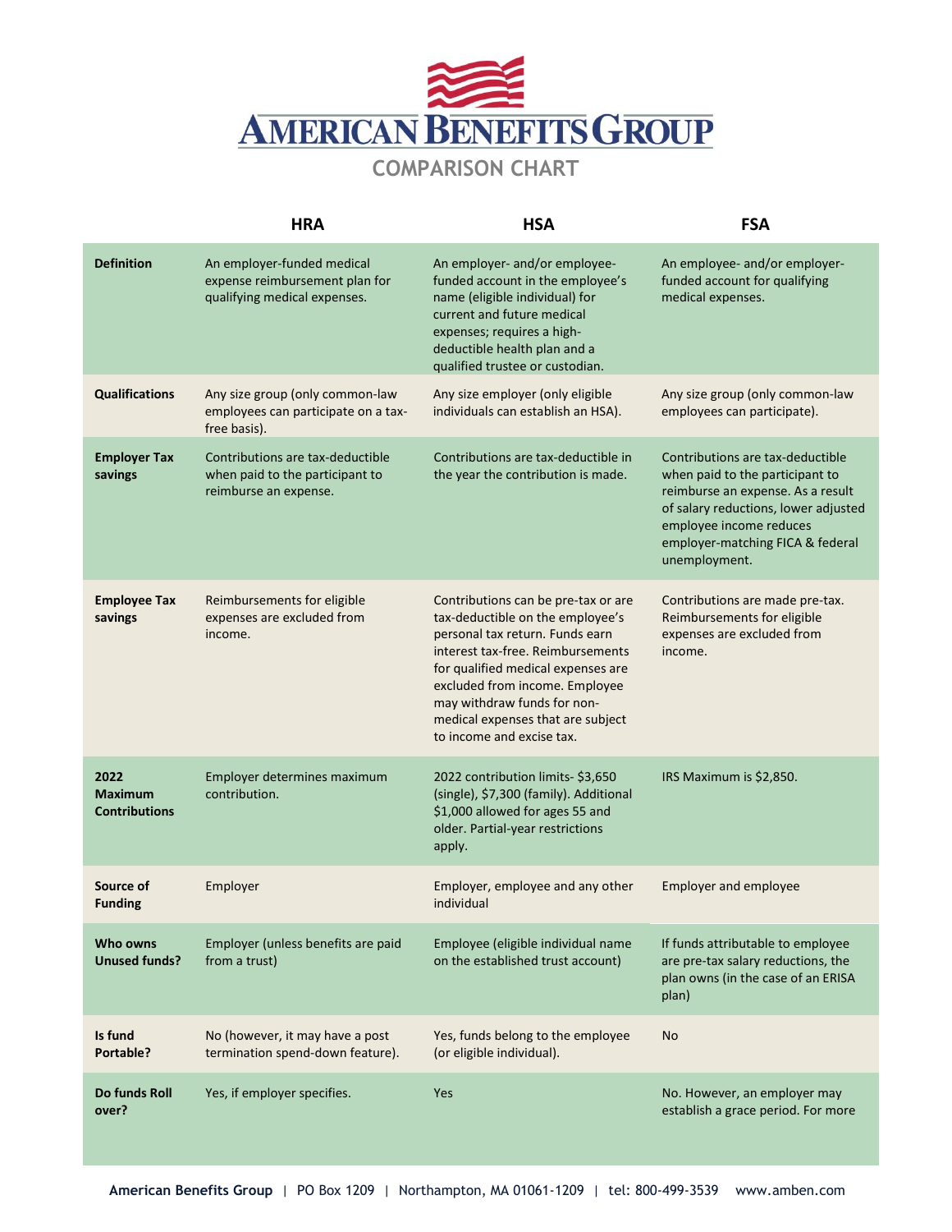# AMERICAN BENEFITS GROUP

## COMPARISON CHART

| | HRA | HSA | FSA |
|---|---|---|---|
| **Definition** | An employer-funded medical expense reimbursement plan for qualifying medical expenses. | An employer- and/or employee-funded account in the employee's name (eligible individual) for current and future medical expenses; requires a high-deductible health plan and a qualified trustee or custodian. | An employee- and/or employer-funded account for qualifying medical expenses. |
| **Qualifications** | Any size group (only common-law employees can participate on a tax-free basis). | Any size employer (only eligible individuals can establish an HSA). | Any size group (only common-law employees can participate). |
| **Employer Tax savings** | Contributions are tax-deductible when paid to the participant to reimburse an expense. | Contributions are tax-deductible in the year the contribution is made. | Contributions are tax-deductible when paid to the participant to reimburse an expense. As a result of salary reductions, lower adjusted employee income reduces employer-matching FICA & federal unemployment. |
| **Employee Tax savings** | Reimbursements for eligible expenses are excluded from income. | Contributions can be pre-tax or are tax-deductible on the employee's personal tax return. Funds earn interest tax-free. Reimbursements for qualified medical expenses are excluded from income. Employee may withdraw funds for non-medical expenses that are subject to income and excise tax. | Contributions are made pre-tax. Reimbursements for eligible expenses are excluded from income. |
| **2022 Maximum Contributions** | Employer determines maximum contribution. | 2022 contribution limits- $3,650 (single), $7,300 (family). Additional $1,000 allowed for ages 55 and older. Partial-year restrictions apply. | IRS Maximum is $2,850. |
| **Source of Funding** | Employer | Employer, employee and any other individual | Employer and employee |
| **Who owns Unused funds?** | Employer (unless benefits are paid from a trust) | Employee (eligible individual name on the established trust account) | If funds attributable to employee are pre-tax salary reductions, the plan owns (in the case of an ERISA plan) |
| **Is fund Portable?** | No (however, it may have a post termination spend-down feature). | Yes, funds belong to the employee (or eligible individual). | No |
| **Do funds Roll over?** | Yes, if employer specifies. | Yes | No. However, an employer may establish a grace period. For more |

American Benefits Group | PO Box 1209 | Northampton, MA 01061-1209 | tel: 800-499-3539 www.amben.com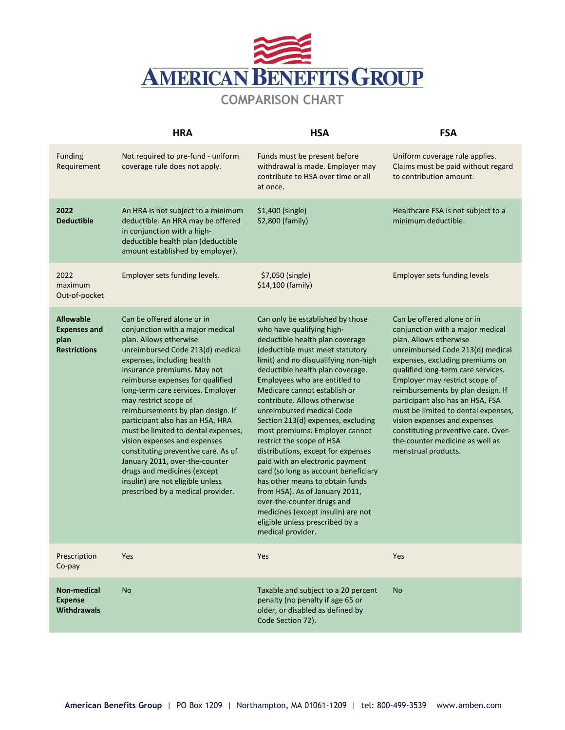# AMERICAN BENEFITS GROUP

## COMPARISON CHART

| | HRA | HSA | FSA |
|---|---|---|---|
| Funding Requirement | Not required to pre-fund - uniform coverage rule does not apply. | Funds must be present before withdrawal is made. Employer may contribute to HSA over time or all at once. | Uniform coverage rule applies. Claims must be paid without regard to contribution amount. |
| **2022 Deductible** | An HRA is not subject to a minimum deductible. An HRA may be offered in conjunction with a high-deductible health plan (deductible amount established by employer). | $1,400 (single)<br>$2,800 (family) | Healthcare FSA is not subject to a minimum deductible. |
| 2022 maximum Out-of-pocket | Employer sets funding levels. | $7,050 (single)<br>$14,100 (family) | Employer sets funding levels |
| **Allowable Expenses and plan Restrictions** | Can be offered alone or in conjunction with a major medical plan. Allows otherwise unreimbursed Code 213(d) medical expenses, including health insurance premiums. May not reimburse expenses for qualified long-term care services. Employer may restrict scope of reimbursements by plan design. If participant also has an HSA, HRA must be limited to dental expenses, vision expenses and expenses constituting preventive care. As of January 2011, over-the-counter drugs and medicines (except insulin) are not eligible unless prescribed by a medical provider. | Can only be established by those who have qualifying high-deductible health plan coverage (deductible must meet statutory limit) and no disqualifying non-high deductible health plan coverage. Employees who are entitled to Medicare cannot establish or contribute. Allows otherwise unreimbursed medical Code Section 213(d) expenses, excluding most premiums. Employer cannot restrict the scope of HSA distributions, except for expenses paid with an electronic payment card (so long as account beneficiary has other means to obtain funds from HSA). As of January 2011, over-the-counter drugs and medicines (except insulin) are not eligible unless prescribed by a medical provider. | Can be offered alone or in conjunction with a major medical plan. Allows otherwise unreimbursed Code 213(d) medical expenses, excluding premiums on qualified long-term care services. Employer may restrict scope of reimbursements by plan design. If participant also has an HSA, FSA must be limited to dental expenses, vision expenses and expenses constituting preventive care. Over-the-counter medicine as well as menstrual products. |
| Prescription Co-pay | Yes | Yes | Yes |
| **Non-medical Expense Withdrawals** | No | Taxable and subject to a 20 percent penalty (no penalty if age 65 or older, or disabled as defined by Code Section 72). | No |

**American Benefits Group** | PO Box 1209 | Northampton, MA 01061-1209 | tel: 800-499-3539 www.amben.com